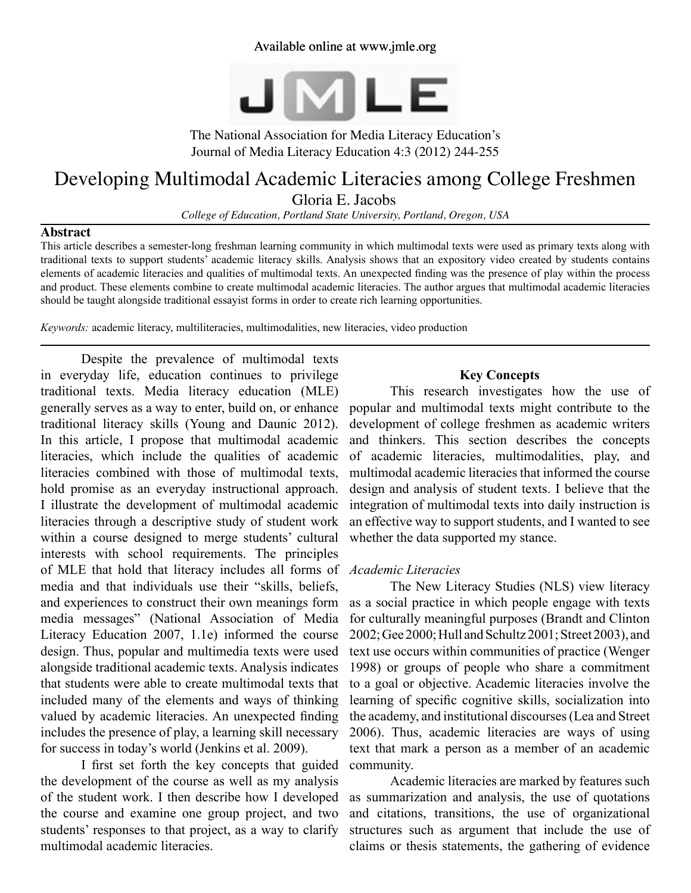Available online at www.jmle.org

The National Association for Media Literacy Education's
Journal of Media Literacy Education 4:3 (2012) 244-255

# Developing Multimodal Academic Literacies among College Freshmen

Gloria E. Jacobs

*College of Education, Portland State University, Portland, Oregon, USA*

## Abstract

This article describes a semester-long freshman learning community in which multimodal texts were used as primary texts along with traditional texts to support students' academic literacy skills. Analysis shows that an expository video created by students contains elements of academic literacies and qualities of multimodal texts. An unexpected finding was the presence of play within the process and product. These elements combine to create multimodal academic literacies. The author argues that multimodal academic literacies should be taught alongside traditional essayist forms in order to create rich learning opportunities.

*Keywords:* academic literacy, multiliteracies, multimodalities, new literacies, video production

Despite the prevalence of multimodal texts in everyday life, education continues to privilege traditional texts. Media literacy education (MLE) generally serves as a way to enter, build on, or enhance traditional literacy skills (Young and Daunic 2012). In this article, I propose that multimodal academic literacies, which include the qualities of academic literacies combined with those of multimodal texts, hold promise as an everyday instructional approach. I illustrate the development of multimodal academic literacies through a descriptive study of student work within a course designed to merge students' cultural interests with school requirements. The principles of MLE that hold that literacy includes all forms of media and that individuals use their "skills, beliefs, and experiences to construct their own meanings form media messages" (National Association of Media Literacy Education 2007, 1.1e) informed the course design. Thus, popular and multimedia texts were used alongside traditional academic texts. Analysis indicates that students were able to create multimodal texts that included many of the elements and ways of thinking valued by academic literacies. An unexpected finding includes the presence of play, a learning skill necessary for success in today's world (Jenkins et al. 2009).

I first set forth the key concepts that guided the development of the course as well as my analysis of the student work. I then describe how I developed the course and examine one group project, and two students' responses to that project, as a way to clarify multimodal academic literacies.

## Key Concepts

This research investigates how the use of popular and multimodal texts might contribute to the development of college freshmen as academic writers and thinkers. This section describes the concepts of academic literacies, multimodalities, play, and multimodal academic literacies that informed the course design and analysis of student texts. I believe that the integration of multimodal texts into daily instruction is an effective way to support students, and I wanted to see whether the data supported my stance.

### *Academic Literacies*

The New Literacy Studies (NLS) view literacy as a social practice in which people engage with texts for culturally meaningful purposes (Brandt and Clinton 2002; Gee 2000; Hull and Schultz 2001; Street 2003), and text use occurs within communities of practice (Wenger 1998) or groups of people who share a commitment to a goal or objective. Academic literacies involve the learning of specific cognitive skills, socialization into the academy, and institutional discourses (Lea and Street 2006). Thus, academic literacies are ways of using text that mark a person as a member of an academic community.

Academic literacies are marked by features such as summarization and analysis, the use of quotations and citations, transitions, the use of organizational structures such as argument that include the use of claims or thesis statements, the gathering of evidence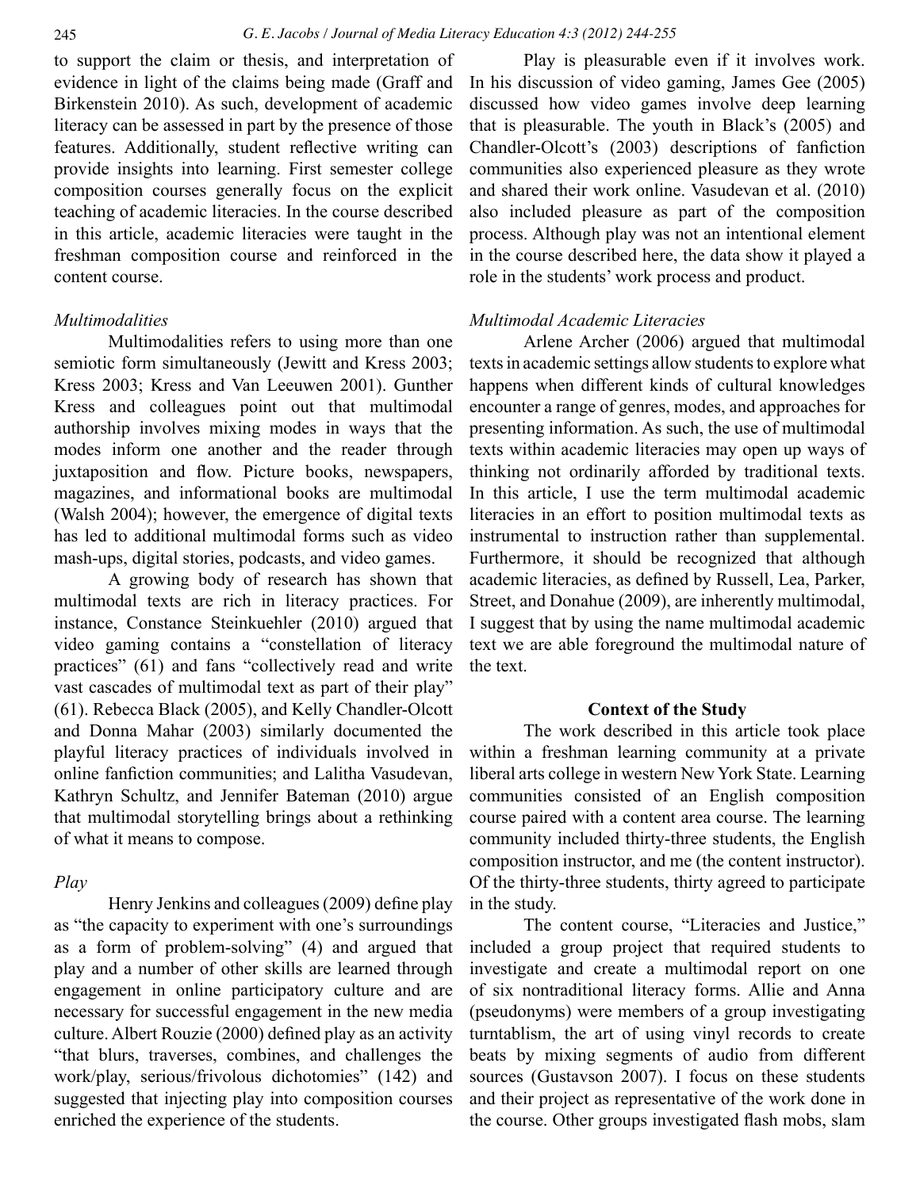to support the claim or thesis, and interpretation of evidence in light of the claims being made (Graff and Birkenstein 2010). As such, development of academic literacy can be assessed in part by the presence of those features. Additionally, student reflective writing can provide insights into learning. First semester college composition courses generally focus on the explicit teaching of academic literacies. In the course described in this article, academic literacies were taught in the freshman composition course and reinforced in the content course.

*Multimodalities*

Multimodalities refers to using more than one semiotic form simultaneously (Jewitt and Kress 2003; Kress 2003; Kress and Van Leeuwen 2001). Gunther Kress and colleagues point out that multimodal authorship involves mixing modes in ways that the modes inform one another and the reader through juxtaposition and flow. Picture books, newspapers, magazines, and informational books are multimodal (Walsh 2004); however, the emergence of digital texts has led to additional multimodal forms such as video mash-ups, digital stories, podcasts, and video games.

A growing body of research has shown that multimodal texts are rich in literacy practices. For instance, Constance Steinkuehler (2010) argued that video gaming contains a "constellation of literacy practices" (61) and fans "collectively read and write vast cascades of multimodal text as part of their play" (61). Rebecca Black (2005), and Kelly Chandler-Olcott and Donna Mahar (2003) similarly documented the playful literacy practices of individuals involved in online fanfiction communities; and Lalitha Vasudevan, Kathryn Schultz, and Jennifer Bateman (2010) argue that multimodal storytelling brings about a rethinking of what it means to compose.

*Play*

Henry Jenkins and colleagues (2009) define play as "the capacity to experiment with one's surroundings as a form of problem-solving" (4) and argued that play and a number of other skills are learned through engagement in online participatory culture and are necessary for successful engagement in the new media culture. Albert Rouzie (2000) defined play as an activity "that blurs, traverses, combines, and challenges the work/play, serious/frivolous dichotomies" (142) and suggested that injecting play into composition courses enriched the experience of the students.

Play is pleasurable even if it involves work. In his discussion of video gaming, James Gee (2005) discussed how video games involve deep learning that is pleasurable. The youth in Black's (2005) and Chandler-Olcott's (2003) descriptions of fanfiction communities also experienced pleasure as they wrote and shared their work online. Vasudevan et al. (2010) also included pleasure as part of the composition process. Although play was not an intentional element in the course described here, the data show it played a role in the students' work process and product.

*Multimodal Academic Literacies*

Arlene Archer (2006) argued that multimodal texts in academic settings allow students to explore what happens when different kinds of cultural knowledges encounter a range of genres, modes, and approaches for presenting information. As such, the use of multimodal texts within academic literacies may open up ways of thinking not ordinarily afforded by traditional texts. In this article, I use the term multimodal academic literacies in an effort to position multimodal texts as instrumental to instruction rather than supplemental. Furthermore, it should be recognized that although academic literacies, as defined by Russell, Lea, Parker, Street, and Donahue (2009), are inherently multimodal, I suggest that by using the name multimodal academic text we are able foreground the multimodal nature of the text.

## Context of the Study

The work described in this article took place within a freshman learning community at a private liberal arts college in western New York State. Learning communities consisted of an English composition course paired with a content area course. The learning community included thirty-three students, the English composition instructor, and me (the content instructor). Of the thirty-three students, thirty agreed to participate in the study.

The content course, "Literacies and Justice," included a group project that required students to investigate and create a multimodal report on one of six nontraditional literacy forms. Allie and Anna (pseudonyms) were members of a group investigating turntablism, the art of using vinyl records to create beats by mixing segments of audio from different sources (Gustavson 2007). I focus on these students and their project as representative of the work done in the course. Other groups investigated flash mobs, slam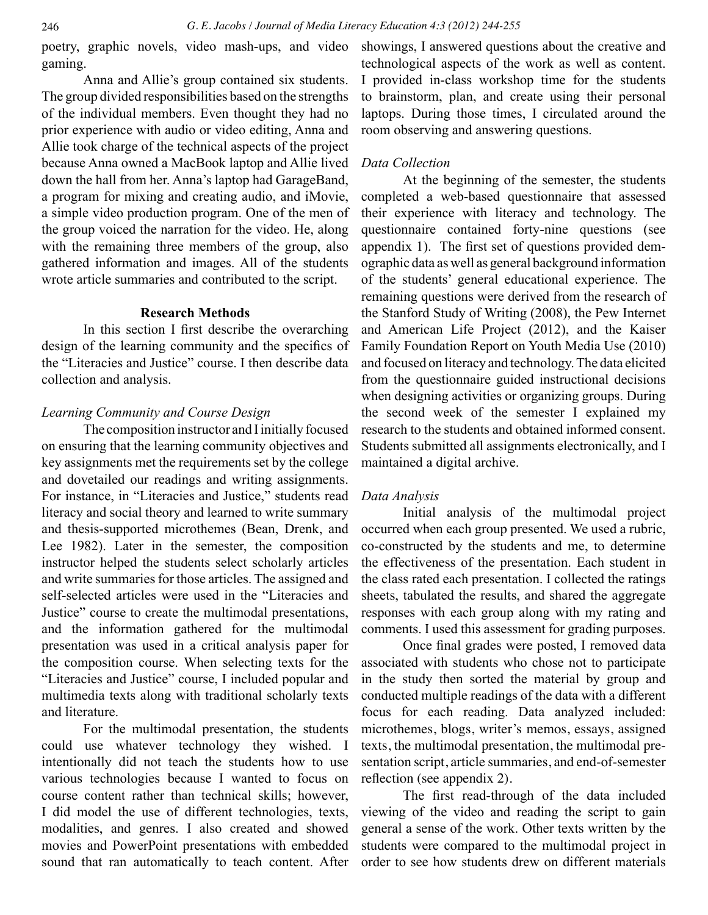poetry, graphic novels, video mash-ups, and video gaming.

Anna and Allie's group contained six students. The group divided responsibilities based on the strengths of the individual members. Even thought they had no prior experience with audio or video editing, Anna and Allie took charge of the technical aspects of the project because Anna owned a MacBook laptop and Allie lived down the hall from her. Anna's laptop had GarageBand, a program for mixing and creating audio, and iMovie, a simple video production program. One of the men of the group voiced the narration for the video. He, along with the remaining three members of the group, also gathered information and images. All of the students wrote article summaries and contributed to the script.

## Research Methods

In this section I first describe the overarching design of the learning community and the specifics of the "Literacies and Justice" course. I then describe data collection and analysis.

### *Learning Community and Course Design*

The composition instructor and I initially focused on ensuring that the learning community objectives and key assignments met the requirements set by the college and dovetailed our readings and writing assignments. For instance, in "Literacies and Justice," students read literacy and social theory and learned to write summary and thesis-supported microthemes (Bean, Drenk, and Lee 1982). Later in the semester, the composition instructor helped the students select scholarly articles and write summaries for those articles. The assigned and self-selected articles were used in the "Literacies and Justice" course to create the multimodal presentations, and the information gathered for the multimodal presentation was used in a critical analysis paper for the composition course. When selecting texts for the "Literacies and Justice" course, I included popular and multimedia texts along with traditional scholarly texts and literature.

For the multimodal presentation, the students could use whatever technology they wished. I intentionally did not teach the students how to use various technologies because I wanted to focus on course content rather than technical skills; however, I did model the use of different technologies, texts, modalities, and genres. I also created and showed movies and PowerPoint presentations with embedded sound that ran automatically to teach content. After showings, I answered questions about the creative and technological aspects of the work as well as content. I provided in-class workshop time for the students to brainstorm, plan, and create using their personal laptops. During those times, I circulated around the room observing and answering questions.

### *Data Collection*

At the beginning of the semester, the students completed a web-based questionnaire that assessed their experience with literacy and technology. The questionnaire contained forty-nine questions (see appendix 1). The first set of questions provided demographic data as well as general background information of the students' general educational experience. The remaining questions were derived from the research of the Stanford Study of Writing (2008), the Pew Internet and American Life Project (2012), and the Kaiser Family Foundation Report on Youth Media Use (2010) and focused on literacy and technology. The data elicited from the questionnaire guided instructional decisions when designing activities or organizing groups. During the second week of the semester I explained my research to the students and obtained informed consent. Students submitted all assignments electronically, and I maintained a digital archive.

### *Data Analysis*

Initial analysis of the multimodal project occurred when each group presented. We used a rubric, co-constructed by the students and me, to determine the effectiveness of the presentation. Each student in the class rated each presentation. I collected the ratings sheets, tabulated the results, and shared the aggregate responses with each group along with my rating and comments. I used this assessment for grading purposes.

Once final grades were posted, I removed data associated with students who chose not to participate in the study then sorted the material by group and conducted multiple readings of the data with a different focus for each reading. Data analyzed included: microthemes, blogs, writer's memos, essays, assigned texts, the multimodal presentation, the multimodal presentation script, article summaries, and end-of-semester reflection (see appendix 2).

The first read-through of the data included viewing of the video and reading the script to gain general a sense of the work. Other texts written by the students were compared to the multimodal project in order to see how students drew on different materials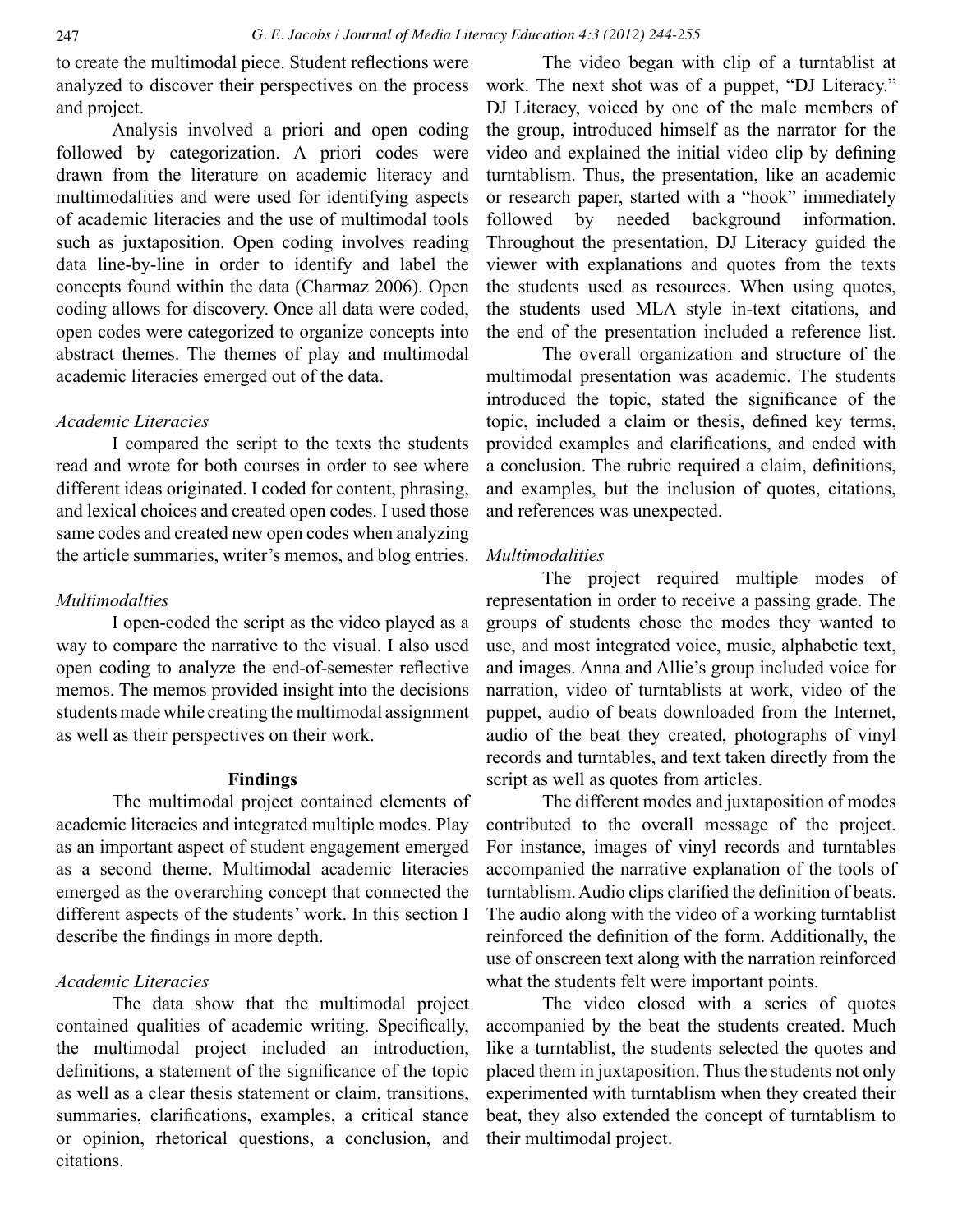to create the multimodal piece. Student reflections were analyzed to discover their perspectives on the process and project.

Analysis involved a priori and open coding followed by categorization. A priori codes were drawn from the literature on academic literacy and multimodalities and were used for identifying aspects of academic literacies and the use of multimodal tools such as juxtaposition. Open coding involves reading data line-by-line in order to identify and label the concepts found within the data (Charmaz 2006). Open coding allows for discovery. Once all data were coded, open codes were categorized to organize concepts into abstract themes. The themes of play and multimodal academic literacies emerged out of the data.

*Academic Literacies*

I compared the script to the texts the students read and wrote for both courses in order to see where different ideas originated. I coded for content, phrasing, and lexical choices and created open codes. I used those same codes and created new open codes when analyzing the article summaries, writer's memos, and blog entries.

*Multimodalties*

I open-coded the script as the video played as a way to compare the narrative to the visual. I also used open coding to analyze the end-of-semester reflective memos. The memos provided insight into the decisions students made while creating the multimodal assignment as well as their perspectives on their work.

## Findings

The multimodal project contained elements of academic literacies and integrated multiple modes. Play as an important aspect of student engagement emerged as a second theme. Multimodal academic literacies emerged as the overarching concept that connected the different aspects of the students' work. In this section I describe the findings in more depth.

*Academic Literacies*

The data show that the multimodal project contained qualities of academic writing. Specifically, the multimodal project included an introduction, definitions, a statement of the significance of the topic as well as a clear thesis statement or claim, transitions, summaries, clarifications, examples, a critical stance or opinion, rhetorical questions, a conclusion, and citations.

The video began with clip of a turntablist at work. The next shot was of a puppet, "DJ Literacy." DJ Literacy, voiced by one of the male members of the group, introduced himself as the narrator for the video and explained the initial video clip by defining turntablism. Thus, the presentation, like an academic or research paper, started with a "hook" immediately followed by needed background information. Throughout the presentation, DJ Literacy guided the viewer with explanations and quotes from the texts the students used as resources. When using quotes, the students used MLA style in-text citations, and the end of the presentation included a reference list.

The overall organization and structure of the multimodal presentation was academic. The students introduced the topic, stated the significance of the topic, included a claim or thesis, defined key terms, provided examples and clarifications, and ended with a conclusion. The rubric required a claim, definitions, and examples, but the inclusion of quotes, citations, and references was unexpected.

*Multimodalities*

The project required multiple modes of representation in order to receive a passing grade. The groups of students chose the modes they wanted to use, and most integrated voice, music, alphabetic text, and images. Anna and Allie's group included voice for narration, video of turntablists at work, video of the puppet, audio of beats downloaded from the Internet, audio of the beat they created, photographs of vinyl records and turntables, and text taken directly from the script as well as quotes from articles.

The different modes and juxtaposition of modes contributed to the overall message of the project. For instance, images of vinyl records and turntables accompanied the narrative explanation of the tools of turntablism. Audio clips clarified the definition of beats. The audio along with the video of a working turntablist reinforced the definition of the form. Additionally, the use of onscreen text along with the narration reinforced what the students felt were important points.

The video closed with a series of quotes accompanied by the beat the students created. Much like a turntablist, the students selected the quotes and placed them in juxtaposition. Thus the students not only experimented with turntablism when they created their beat, they also extended the concept of turntablism to their multimodal project.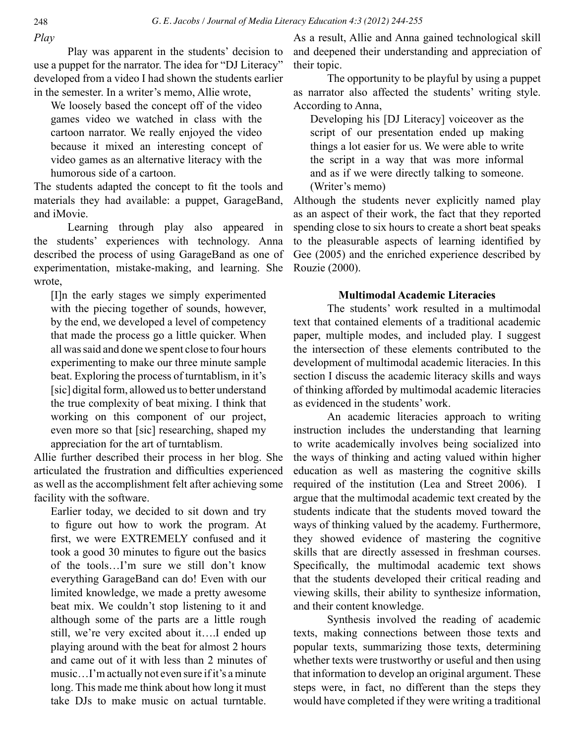*Play*

Play was apparent in the students' decision to use a puppet for the narrator. The idea for "DJ Literacy" developed from a video I had shown the students earlier in the semester. In a writer's memo, Allie wrote,

> We loosely based the concept off of the video games video we watched in class with the cartoon narrator. We really enjoyed the video because it mixed an interesting concept of video games as an alternative literacy with the humorous side of a cartoon.

The students adapted the concept to fit the tools and materials they had available: a puppet, GarageBand, and iMovie.

Learning through play also appeared in the students' experiences with technology. Anna described the process of using GarageBand as one of experimentation, mistake-making, and learning. She wrote,

> [I]n the early stages we simply experimented with the piecing together of sounds, however, by the end, we developed a level of competency that made the process go a little quicker. When all was said and done we spent close to four hours experimenting to make our three minute sample beat. Exploring the process of turntablism, in it's [sic] digital form, allowed us to better understand the true complexity of beat mixing. I think that working on this component of our project, even more so that [sic] researching, shaped my appreciation for the art of turntablism.

Allie further described their process in her blog. She articulated the frustration and difficulties experienced as well as the accomplishment felt after achieving some facility with the software.

> Earlier today, we decided to sit down and try to figure out how to work the program. At first, we were EXTREMELY confused and it took a good 30 minutes to figure out the basics of the tools…I'm sure we still don't know everything GarageBand can do! Even with our limited knowledge, we made a pretty awesome beat mix. We couldn't stop listening to it and although some of the parts are a little rough still, we're very excited about it….I ended up playing around with the beat for almost 2 hours and came out of it with less than 2 minutes of music…I'm actually not even sure if it's a minute long. This made me think about how long it must take DJs to make music on actual turntable.

As a result, Allie and Anna gained technological skill and deepened their understanding and appreciation of their topic.

The opportunity to be playful by using a puppet as narrator also affected the students' writing style. According to Anna,

> Developing his [DJ Literacy] voiceover as the script of our presentation ended up making things a lot easier for us. We were able to write the script in a way that was more informal and as if we were directly talking to someone. (Writer's memo)

Although the students never explicitly named play as an aspect of their work, the fact that they reported spending close to six hours to create a short beat speaks to the pleasurable aspects of learning identified by Gee (2005) and the enriched experience described by Rouzie (2000).

### Multimodal Academic Literacies

The students' work resulted in a multimodal text that contained elements of a traditional academic paper, multiple modes, and included play. I suggest the intersection of these elements contributed to the development of multimodal academic literacies. In this section I discuss the academic literacy skills and ways of thinking afforded by multimodal academic literacies as evidenced in the students' work.

An academic literacies approach to writing instruction includes the understanding that learning to write academically involves being socialized into the ways of thinking and acting valued within higher education as well as mastering the cognitive skills required of the institution (Lea and Street 2006). I argue that the multimodal academic text created by the students indicate that the students moved toward the ways of thinking valued by the academy. Furthermore, they showed evidence of mastering the cognitive skills that are directly assessed in freshman courses. Specifically, the multimodal academic text shows that the students developed their critical reading and viewing skills, their ability to synthesize information, and their content knowledge.

Synthesis involved the reading of academic texts, making connections between those texts and popular texts, summarizing those texts, determining whether texts were trustworthy or useful and then using that information to develop an original argument. These steps were, in fact, no different than the steps they would have completed if they were writing a traditional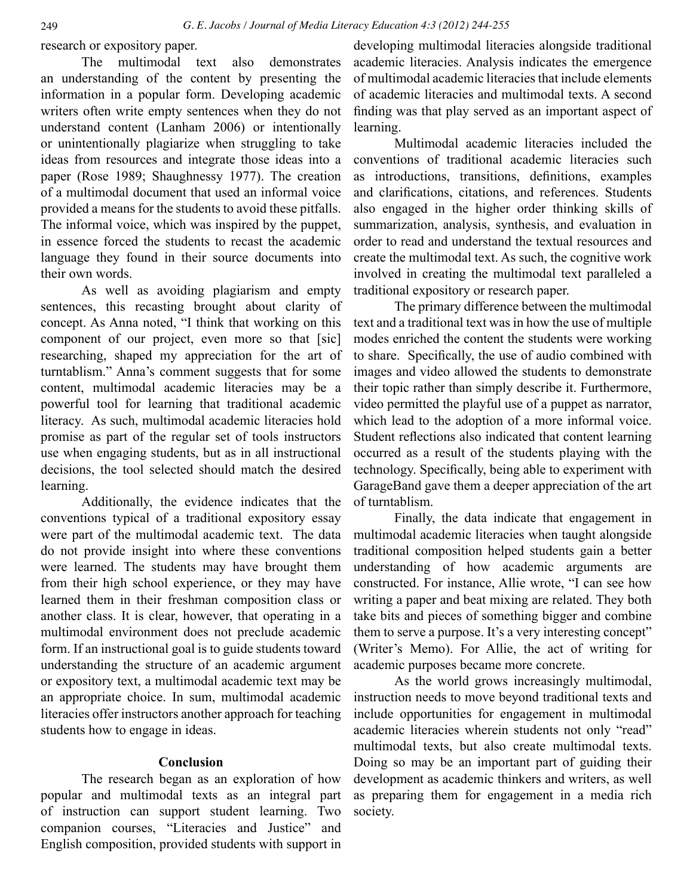research or expository paper.

The multimodal text also demonstrates an understanding of the content by presenting the information in a popular form. Developing academic writers often write empty sentences when they do not understand content (Lanham 2006) or intentionally or unintentionally plagiarize when struggling to take ideas from resources and integrate those ideas into a paper (Rose 1989; Shaughnessy 1977). The creation of a multimodal document that used an informal voice provided a means for the students to avoid these pitfalls. The informal voice, which was inspired by the puppet, in essence forced the students to recast the academic language they found in their source documents into their own words.

As well as avoiding plagiarism and empty sentences, this recasting brought about clarity of concept. As Anna noted, "I think that working on this component of our project, even more so that [sic] researching, shaped my appreciation for the art of turntablism." Anna's comment suggests that for some content, multimodal academic literacies may be a powerful tool for learning that traditional academic literacy. As such, multimodal academic literacies hold promise as part of the regular set of tools instructors use when engaging students, but as in all instructional decisions, the tool selected should match the desired learning.

Additionally, the evidence indicates that the conventions typical of a traditional expository essay were part of the multimodal academic text. The data do not provide insight into where these conventions were learned. The students may have brought them from their high school experience, or they may have learned them in their freshman composition class or another class. It is clear, however, that operating in a multimodal environment does not preclude academic form. If an instructional goal is to guide students toward understanding the structure of an academic argument or expository text, a multimodal academic text may be an appropriate choice. In sum, multimodal academic literacies offer instructors another approach for teaching students how to engage in ideas.

## Conclusion

The research began as an exploration of how popular and multimodal texts as an integral part of instruction can support student learning. Two companion courses, "Literacies and Justice" and English composition, provided students with support in developing multimodal literacies alongside traditional academic literacies. Analysis indicates the emergence of multimodal academic literacies that include elements of academic literacies and multimodal texts. A second finding was that play served as an important aspect of learning.

Multimodal academic literacies included the conventions of traditional academic literacies such as introductions, transitions, definitions, examples and clarifications, citations, and references. Students also engaged in the higher order thinking skills of summarization, analysis, synthesis, and evaluation in order to read and understand the textual resources and create the multimodal text. As such, the cognitive work involved in creating the multimodal text paralleled a traditional expository or research paper.

The primary difference between the multimodal text and a traditional text was in how the use of multiple modes enriched the content the students were working to share. Specifically, the use of audio combined with images and video allowed the students to demonstrate their topic rather than simply describe it. Furthermore, video permitted the playful use of a puppet as narrator, which lead to the adoption of a more informal voice. Student reflections also indicated that content learning occurred as a result of the students playing with the technology. Specifically, being able to experiment with GarageBand gave them a deeper appreciation of the art of turntablism.

Finally, the data indicate that engagement in multimodal academic literacies when taught alongside traditional composition helped students gain a better understanding of how academic arguments are constructed. For instance, Allie wrote, "I can see how writing a paper and beat mixing are related. They both take bits and pieces of something bigger and combine them to serve a purpose. It's a very interesting concept" (Writer's Memo). For Allie, the act of writing for academic purposes became more concrete.

As the world grows increasingly multimodal, instruction needs to move beyond traditional texts and include opportunities for engagement in multimodal academic literacies wherein students not only "read" multimodal texts, but also create multimodal texts. Doing so may be an important part of guiding their development as academic thinkers and writers, as well as preparing them for engagement in a media rich society.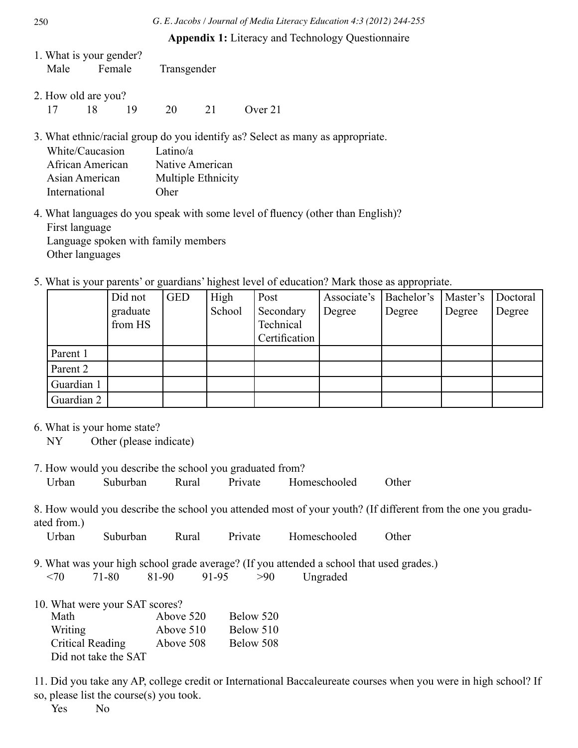**Appendix 1:** Literacy and Technology Questionnaire

1. What is your gender?
   Male  Female  Transgender

2. How old are you?
   17  18  19  20  21  Over 21

3. What ethnic/racial group do you identify as? Select as many as appropriate.
   White/Caucasion  Latino/a
   African American  Native American
   Asian American  Multiple Ethnicity
   International  Oher

4. What languages do you speak with some level of fluency (other than English)?
   First language
   Language spoken with family members
   Other languages

5. What is your parents' or guardians' highest level of education? Mark those as appropriate.

| | Did not graduate from HS | GED | High School | Post Secondary Technical Certification | Associate's Degree | Bachelor's Degree | Master's Degree | Doctoral Degree |
|---|---|---|---|---|---|---|---|---|
| Parent 1 | | | | | | | | |
| Parent 2 | | | | | | | | |
| Guardian 1 | | | | | | | | |
| Guardian 2 | | | | | | | | |

6. What is your home state?
   NY  Other (please indicate)

7. How would you describe the school you graduated from?
   Urban  Suburban  Rural  Private  Homeschooled  Other

8. How would you describe the school you attended most of your youth? (If different from the one you graduated from.)
   Urban  Suburban  Rural  Private  Homeschooled  Other

9. What was your high school grade average? (If you attended a school that used grades.)
   <70  71-80  81-90  91-95  >90  Ungraded

10. What were your SAT scores?
    Math  Above 520  Below 520
    Writing  Above 510  Below 510
    Critical Reading  Above 508  Below 508
    Did not take the SAT

11. Did you take any AP, college credit or International Baccaleureate courses when you were in high school? If so, please list the course(s) you took.
    Yes  No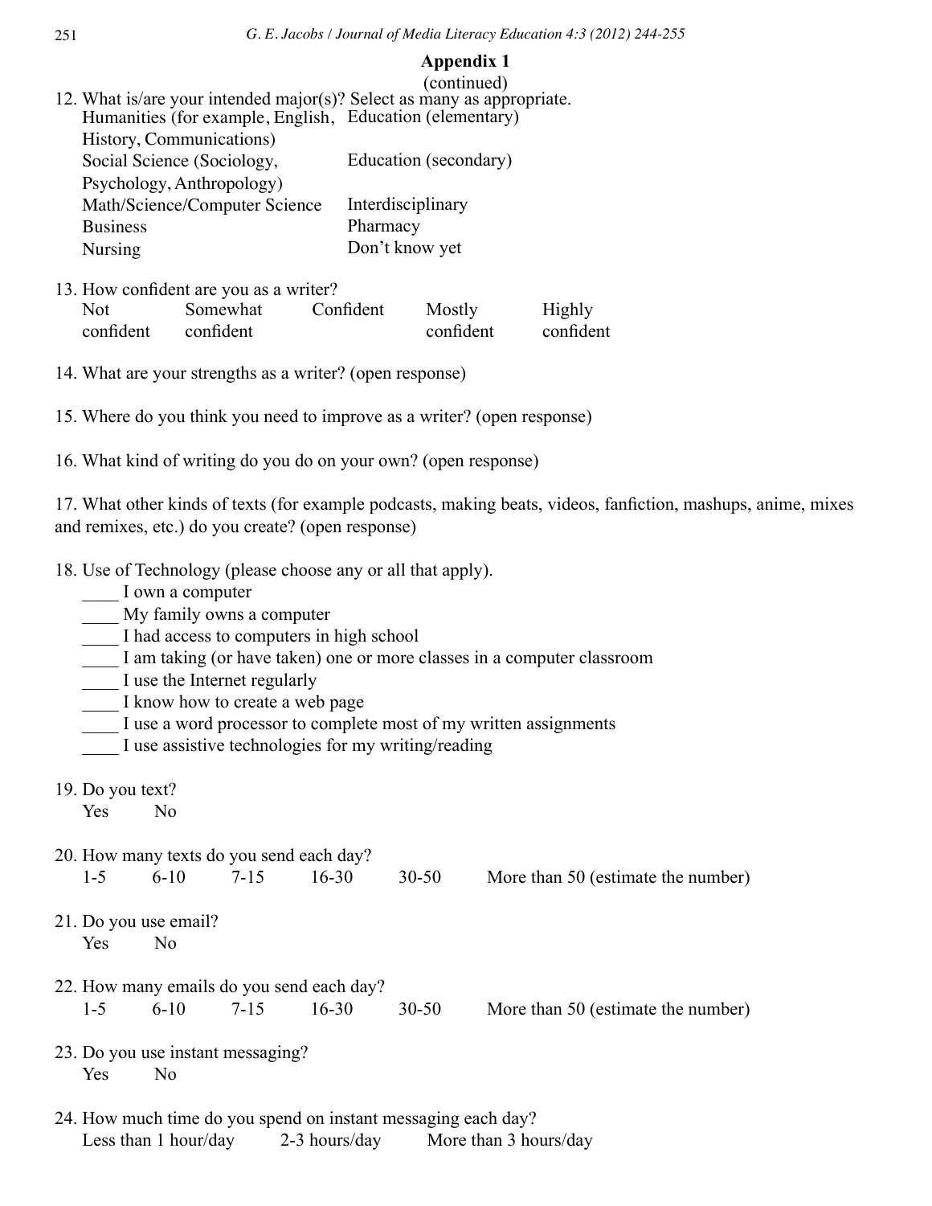## Appendix 1

(continued)

12. What is/are your intended major(s)? Select as many as appropriate.

| | |
|---|---|
| Humanities (for example, English, History, Communications) | Education (elementary) |
| Social Science (Sociology, Psychology, Anthropology) | Education (secondary) |
| Math/Science/Computer Science | Interdisciplinary |
| Business | Pharmacy |
| Nursing | Don't know yet |

13. How confident are you as a writer?

| | | | | |
|---|---|---|---|---|
| Not confident | Somewhat confident | Confident | Mostly confident | Highly confident |

14. What are your strengths as a writer? (open response)

15. Where do you think you need to improve as a writer? (open response)

16. What kind of writing do you do on your own? (open response)

17. What other kinds of texts (for example podcasts, making beats, videos, fanfiction, mashups, anime, mixes and remixes, etc.) do you create? (open response)

18. Use of Technology (please choose any or all that apply).

____ I own a computer
____ My family owns a computer
____ I had access to computers in high school
____ I am taking (or have taken) one or more classes in a computer classroom
____ I use the Internet regularly
____ I know how to create a web page
____ I use a word processor to complete most of my written assignments
____ I use assistive technologies for my writing/reading

19. Do you text?

Yes No

20. How many texts do you send each day?

1-5 6-10 7-15 16-30 30-50 More than 50 (estimate the number)

21. Do you use email?

Yes No

22. How many emails do you send each day?

1-5 6-10 7-15 16-30 30-50 More than 50 (estimate the number)

23. Do you use instant messaging?

Yes No

24. How much time do you spend on instant messaging each day?

Less than 1 hour/day 2-3 hours/day More than 3 hours/day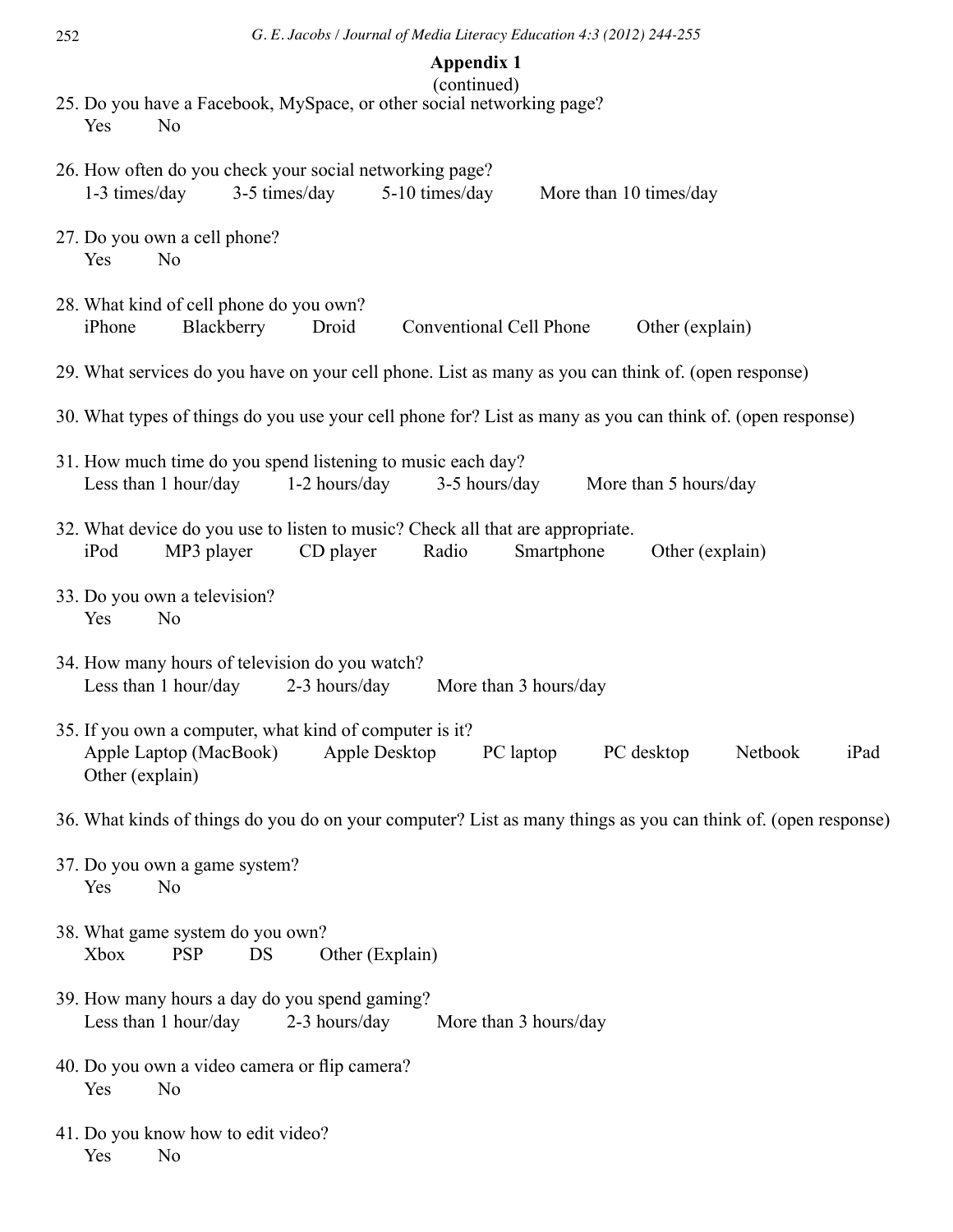## Appendix 1

(continued)

25. Do you have a Facebook, MySpace, or other social networking page?
    Yes  No

26. How often do you check your social networking page?
    1-3 times/day  3-5 times/day  5-10 times/day  More than 10 times/day

27. Do you own a cell phone?
    Yes  No

28. What kind of cell phone do you own?
    iPhone  Blackberry  Droid  Conventional Cell Phone  Other (explain)

29. What services do you have on your cell phone. List as many as you can think of. (open response)

30. What types of things do you use your cell phone for? List as many as you can think of. (open response)

31. How much time do you spend listening to music each day?
    Less than 1 hour/day  1-2 hours/day  3-5 hours/day  More than 5 hours/day

32. What device do you use to listen to music? Check all that are appropriate.
    iPod  MP3 player  CD player  Radio  Smartphone  Other (explain)

33. Do you own a television?
    Yes  No

34. How many hours of television do you watch?
    Less than 1 hour/day  2-3 hours/day  More than 3 hours/day

35. If you own a computer, what kind of computer is it?
    Apple Laptop (MacBook)  Apple Desktop  PC laptop  PC desktop  Netbook  iPad
    Other (explain)

36. What kinds of things do you do on your computer? List as many things as you can think of. (open response)

37. Do you own a game system?
    Yes  No

38. What game system do you own?
    Xbox  PSP  DS  Other (Explain)

39. How many hours a day do you spend gaming?
    Less than 1 hour/day  2-3 hours/day  More than 3 hours/day

40. Do you own a video camera or flip camera?
    Yes  No

41. Do you know how to edit video?
    Yes  No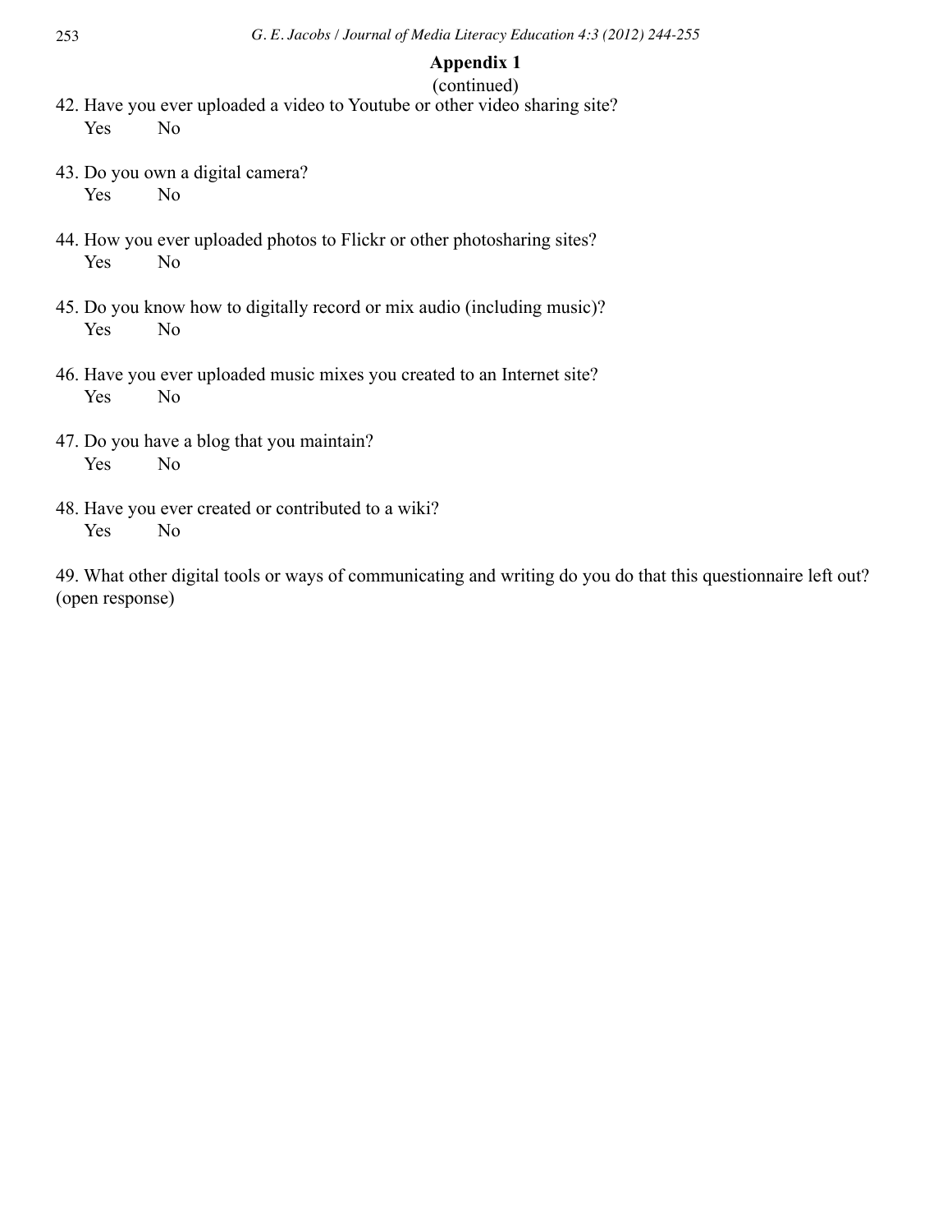**Appendix 1**

(continued)

42. Have you ever uploaded a video to Youtube or other video sharing site?
    Yes No

43. Do you own a digital camera?
    Yes No

44. How you ever uploaded photos to Flickr or other photosharing sites?
    Yes No

45. Do you know how to digitally record or mix audio (including music)?
    Yes No

46. Have you ever uploaded music mixes you created to an Internet site?
    Yes No

47. Do you have a blog that you maintain?
    Yes No

48. Have you ever created or contributed to a wiki?
    Yes No

49. What other digital tools or ways of communicating and writing do you do that this questionnaire left out? (open response)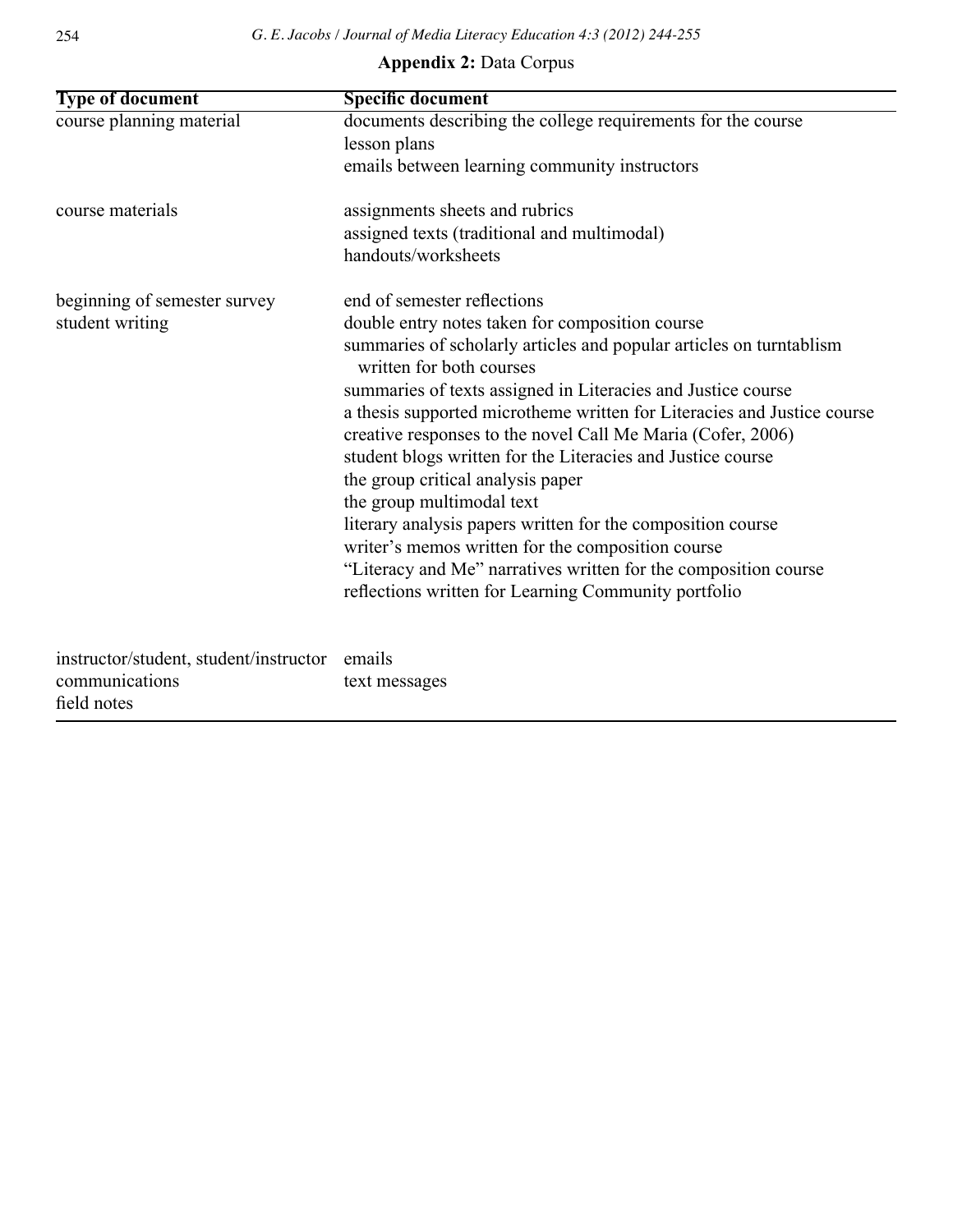**Appendix 2:** Data Corpus

| Type of document | Specific document |
|---|---|
| course planning material | documents describing the college requirements for the course |
| | lesson plans |
| | emails between learning community instructors |
| course materials | assignments sheets and rubrics |
| | assigned texts (traditional and multimodal) |
| | handouts/worksheets |
| beginning of semester survey | end of semester reflections |
| student writing | double entry notes taken for composition course |
| | summaries of scholarly articles and popular articles on turntablism written for both courses |
| | summaries of texts assigned in Literacies and Justice course |
| | a thesis supported microtheme written for Literacies and Justice course |
| | creative responses to the novel Call Me Maria (Cofer, 2006) |
| | student blogs written for the Literacies and Justice course |
| | the group critical analysis paper |
| | the group multimodal text |
| | literary analysis papers written for the composition course |
| | writer's memos written for the composition course |
| | "Literacy and Me" narratives written for the composition course |
| | reflections written for Learning Community portfolio |
| instructor/student, student/instructor communications | emails |
| | text messages |
| field notes | |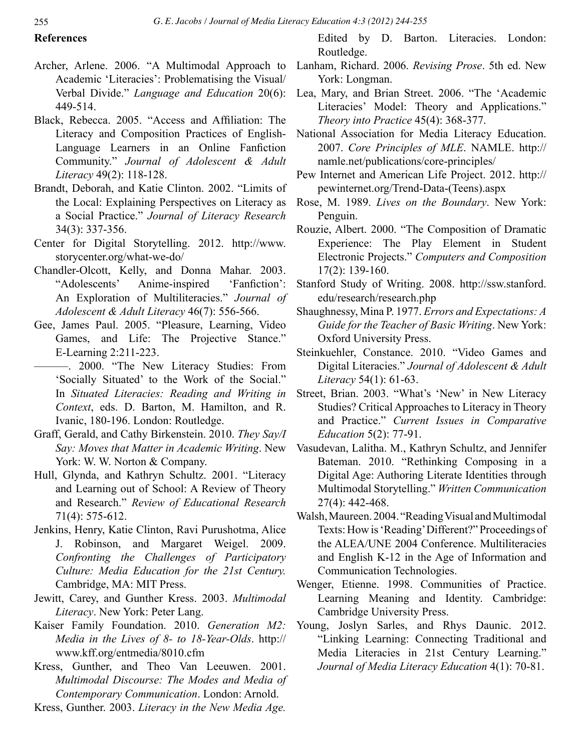## References

Archer, Arlene. 2006. "A Multimodal Approach to Academic 'Literacies': Problematising the Visual/ Verbal Divide." *Language and Education* 20(6): 449-514.

Black, Rebecca. 2005. "Access and Affiliation: The Literacy and Composition Practices of English-Language Learners in an Online Fanfiction Community." *Journal of Adolescent & Adult Literacy* 49(2): 118-128.

Brandt, Deborah, and Katie Clinton. 2002. "Limits of the Local: Explaining Perspectives on Literacy as a Social Practice." *Journal of Literacy Research* 34(3): 337-356.

Center for Digital Storytelling. 2012. http://www.storycenter.org/what-we-do/

Chandler-Olcott, Kelly, and Donna Mahar. 2003. "Adolescents' Anime-inspired 'Fanfiction': An Exploration of Multiliteracies." *Journal of Adolescent & Adult Literacy* 46(7): 556-566.

Gee, James Paul. 2005. "Pleasure, Learning, Video Games, and Life: The Projective Stance." E-Learning 2:211-223.

———. 2000. "The New Literacy Studies: From 'Socially Situated' to the Work of the Social." In *Situated Literacies: Reading and Writing in Context*, eds. D. Barton, M. Hamilton, and R. Ivanic, 180-196. London: Routledge.

Graff, Gerald, and Cathy Birkenstein. 2010. *They Say/I Say: Moves that Matter in Academic Writing*. New York: W. W. Norton & Company.

Hull, Glynda, and Kathryn Schultz. 2001. "Literacy and Learning out of School: A Review of Theory and Research." *Review of Educational Research* 71(4): 575-612.

Jenkins, Henry, Katie Clinton, Ravi Purushotma, Alice J. Robinson, and Margaret Weigel. 2009. *Confronting the Challenges of Participatory Culture: Media Education for the 21st Century.* Cambridge, MA: MIT Press.

Jewitt, Carey, and Gunther Kress. 2003. *Multimodal Literacy*. New York: Peter Lang.

Kaiser Family Foundation. 2010. *Generation M2: Media in the Lives of 8- to 18-Year-Olds*. http://www.kff.org/entmedia/8010.cfm

Kress, Gunther, and Theo Van Leeuwen. 2001. *Multimodal Discourse: The Modes and Media of Contemporary Communication*. London: Arnold.

Kress, Gunther. 2003. *Literacy in the New Media Age.* Edited by D. Barton. Literacies. London: Routledge.

Lanham, Richard. 2006. *Revising Prose*. 5th ed. New York: Longman.

Lea, Mary, and Brian Street. 2006. "The 'Academic Literacies' Model: Theory and Applications." *Theory into Practice* 45(4): 368-377.

National Association for Media Literacy Education. 2007. *Core Principles of MLE*. NAMLE. http://namle.net/publications/core-principles/

Pew Internet and American Life Project. 2012. http://pewinternet.org/Trend-Data-(Teens).aspx

Rose, M. 1989. *Lives on the Boundary*. New York: Penguin.

Rouzie, Albert. 2000. "The Composition of Dramatic Experience: The Play Element in Student Electronic Projects." *Computers and Composition* 17(2): 139-160.

Stanford Study of Writing. 2008. http://ssw.stanford.edu/research/research.php

Shaughnessy, Mina P. 1977. *Errors and Expectations: A Guide for the Teacher of Basic Writing*. New York: Oxford University Press.

Steinkuehler, Constance. 2010. "Video Games and Digital Literacies." *Journal of Adolescent & Adult Literacy* 54(1): 61-63.

Street, Brian. 2003. "What's 'New' in New Literacy Studies? Critical Approaches to Literacy in Theory and Practice." *Current Issues in Comparative Education* 5(2): 77-91.

Vasudevan, Lalitha. M., Kathryn Schultz, and Jennifer Bateman. 2010. "Rethinking Composing in a Digital Age: Authoring Literate Identities through Multimodal Storytelling." *Written Communication* 27(4): 442-468.

Walsh, Maureen. 2004. "Reading Visual and Multimodal Texts: How is 'Reading' Different?" Proceedings of the ALEA/UNE 2004 Conference. Multiliteracies and English K-12 in the Age of Information and Communication Technologies.

Wenger, Etienne. 1998. Communities of Practice. Learning Meaning and Identity. Cambridge: Cambridge University Press.

Young, Joslyn Sarles, and Rhys Daunic. 2012. "Linking Learning: Connecting Traditional and Media Literacies in 21st Century Learning." *Journal of Media Literacy Education* 4(1): 70-81.